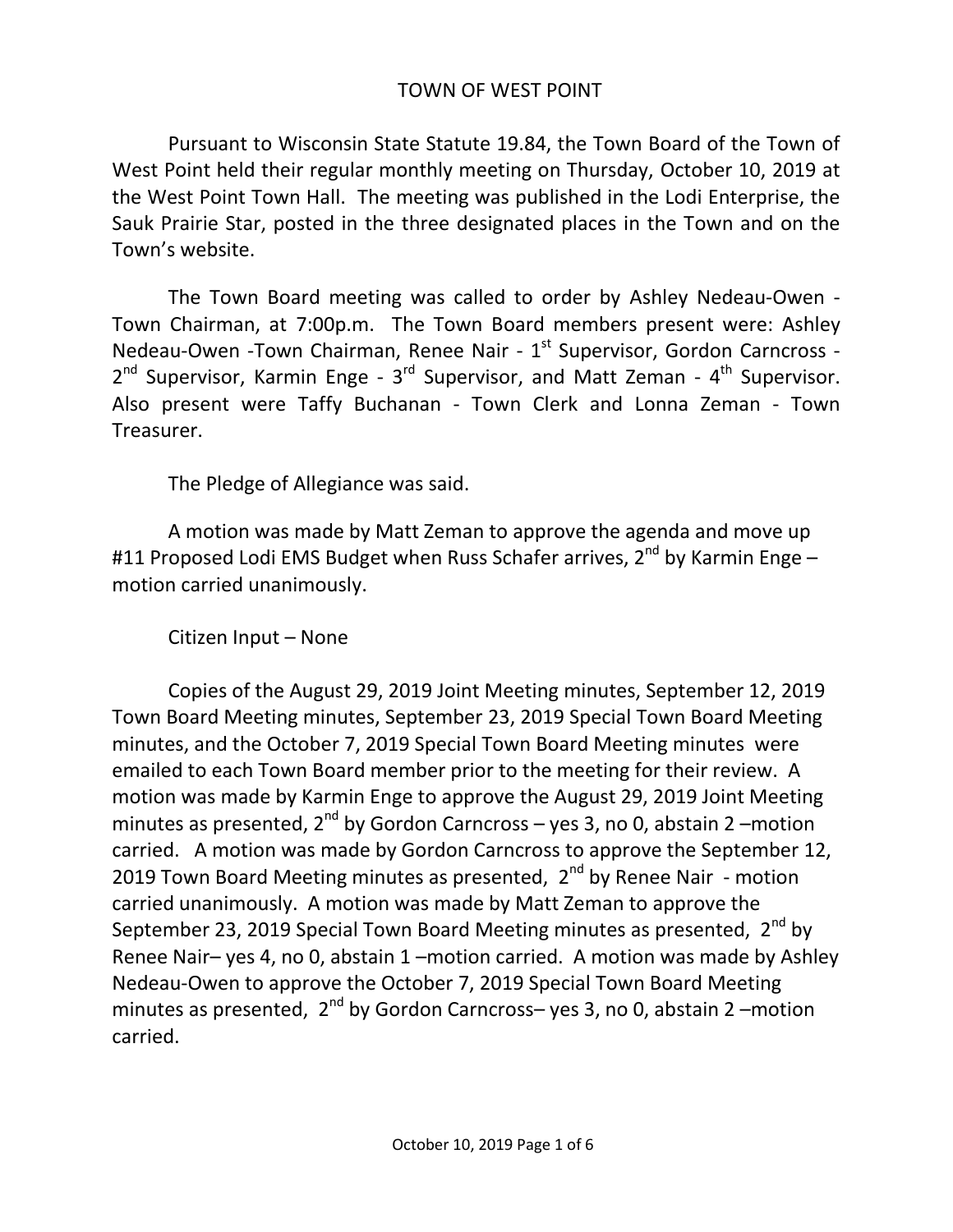# TOWN OF WEST POINT

Pursuant to Wisconsin State Statute 19.84, the Town Board of the Town of West Point held their regular monthly meeting on Thursday, October 10, 2019 at the West Point Town Hall. The meeting was published in the Lodi Enterprise, the Sauk Prairie Star, posted in the three designated places in the Town and on the Town's website.

The Town Board meeting was called to order by Ashley Nedeau-Owen - Town Chairman, at 7:00p.m. The Town Board members present were: Ashley Nedeau-Owen -Town Chairman, Renee Nair - 1st Supervisor, Gordon Carncross - 2nd Supervisor, Karmin Enge - 3rd Supervisor, and Matt Zeman - 4th Supervisor. Also present were Taffy Buchanan - Town Clerk and Lonna Zeman - Town Treasurer.

The Pledge of Allegiance was said.

A motion was made by Matt Zeman to approve the agenda and move up #11 Proposed Lodi EMS Budget when Russ Schafer arrives, 2nd by Karmin Enge – motion carried unanimously.

Citizen Input – None

Copies of the August 29, 2019 Joint Meeting minutes, September 12, 2019 Town Board Meeting minutes, September 23, 2019 Special Town Board Meeting minutes, and the October 7, 2019 Special Town Board Meeting minutes were emailed to each Town Board member prior to the meeting for their review. A motion was made by Karmin Enge to approve the August 29, 2019 Joint Meeting minutes as presented, 2nd by Gordon Carncross – yes 3, no 0, abstain 2 –motion carried. A motion was made by Gordon Carncross to approve the September 12, 2019 Town Board Meeting minutes as presented, 2nd by Renee Nair - motion carried unanimously. A motion was made by Matt Zeman to approve the September 23, 2019 Special Town Board Meeting minutes as presented, 2nd by Renee Nair– yes 4, no 0, abstain 1 –motion carried. A motion was made by Ashley Nedeau-Owen to approve the October 7, 2019 Special Town Board Meeting minutes as presented, 2nd by Gordon Carncross– yes 3, no 0, abstain 2 –motion carried.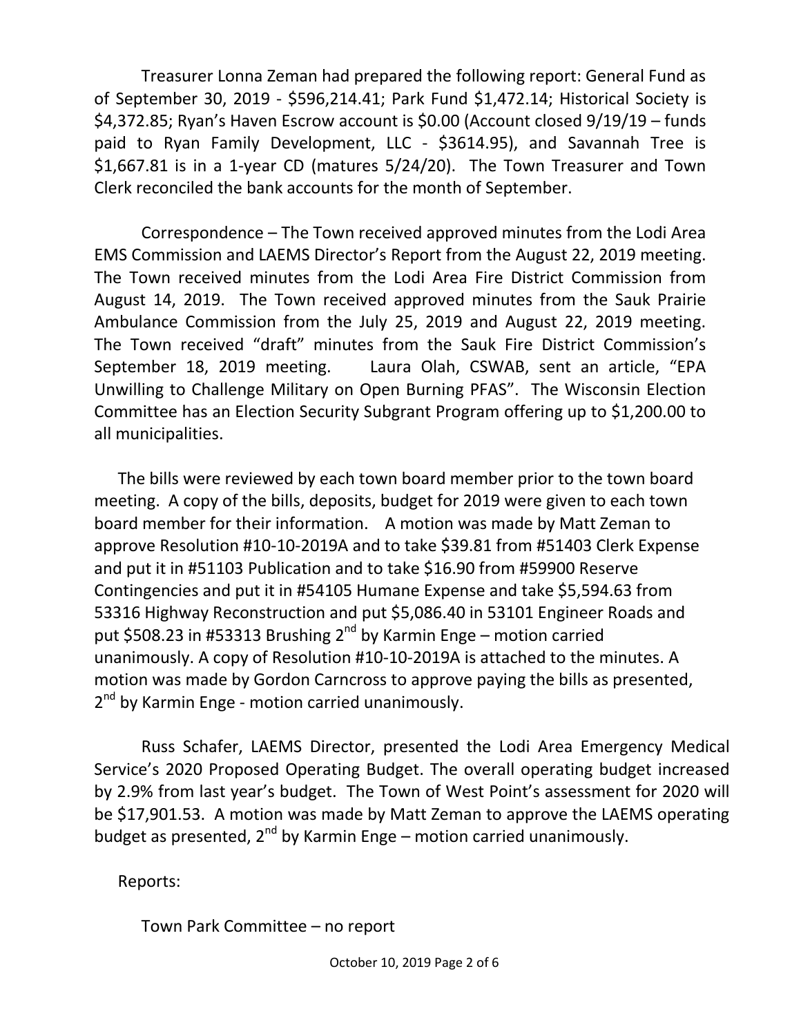Treasurer Lonna Zeman had prepared the following report: General Fund as of September 30, 2019 - $596,214.41; Park Fund $1,472.14; Historical Society is $4,372.85; Ryan's Haven Escrow account is $0.00 (Account closed 9/19/19 – funds paid to Ryan Family Development, LLC - $3614.95), and Savannah Tree is $1,667.81 is in a 1-year CD (matures 5/24/20). The Town Treasurer and Town Clerk reconciled the bank accounts for the month of September.

Correspondence – The Town received approved minutes from the Lodi Area EMS Commission and LAEMS Director's Report from the August 22, 2019 meeting. The Town received minutes from the Lodi Area Fire District Commission from August 14, 2019. The Town received approved minutes from the Sauk Prairie Ambulance Commission from the July 25, 2019 and August 22, 2019 meeting. The Town received "draft" minutes from the Sauk Fire District Commission's September 18, 2019 meeting. Laura Olah, CSWAB, sent an article, "EPA Unwilling to Challenge Military on Open Burning PFAS". The Wisconsin Election Committee has an Election Security Subgrant Program offering up to $1,200.00 to all municipalities.

The bills were reviewed by each town board member prior to the town board meeting. A copy of the bills, deposits, budget for 2019 were given to each town board member for their information. A motion was made by Matt Zeman to approve Resolution #10-10-2019A and to take $39.81 from #51403 Clerk Expense and put it in #51103 Publication and to take $16.90 from #59900 Reserve Contingencies and put it in #54105 Humane Expense and take $5,594.63 from 53316 Highway Reconstruction and put $5,086.40 in 53101 Engineer Roads and put $508.23 in #53313 Brushing 2nd by Karmin Enge – motion carried unanimously. A copy of Resolution #10-10-2019A is attached to the minutes. A motion was made by Gordon Carncross to approve paying the bills as presented, 2nd by Karmin Enge - motion carried unanimously.

Russ Schafer, LAEMS Director, presented the Lodi Area Emergency Medical Service's 2020 Proposed Operating Budget. The overall operating budget increased by 2.9% from last year's budget. The Town of West Point's assessment for 2020 will be $17,901.53. A motion was made by Matt Zeman to approve the LAEMS operating budget as presented, 2nd by Karmin Enge – motion carried unanimously.

Reports:

Town Park Committee – no report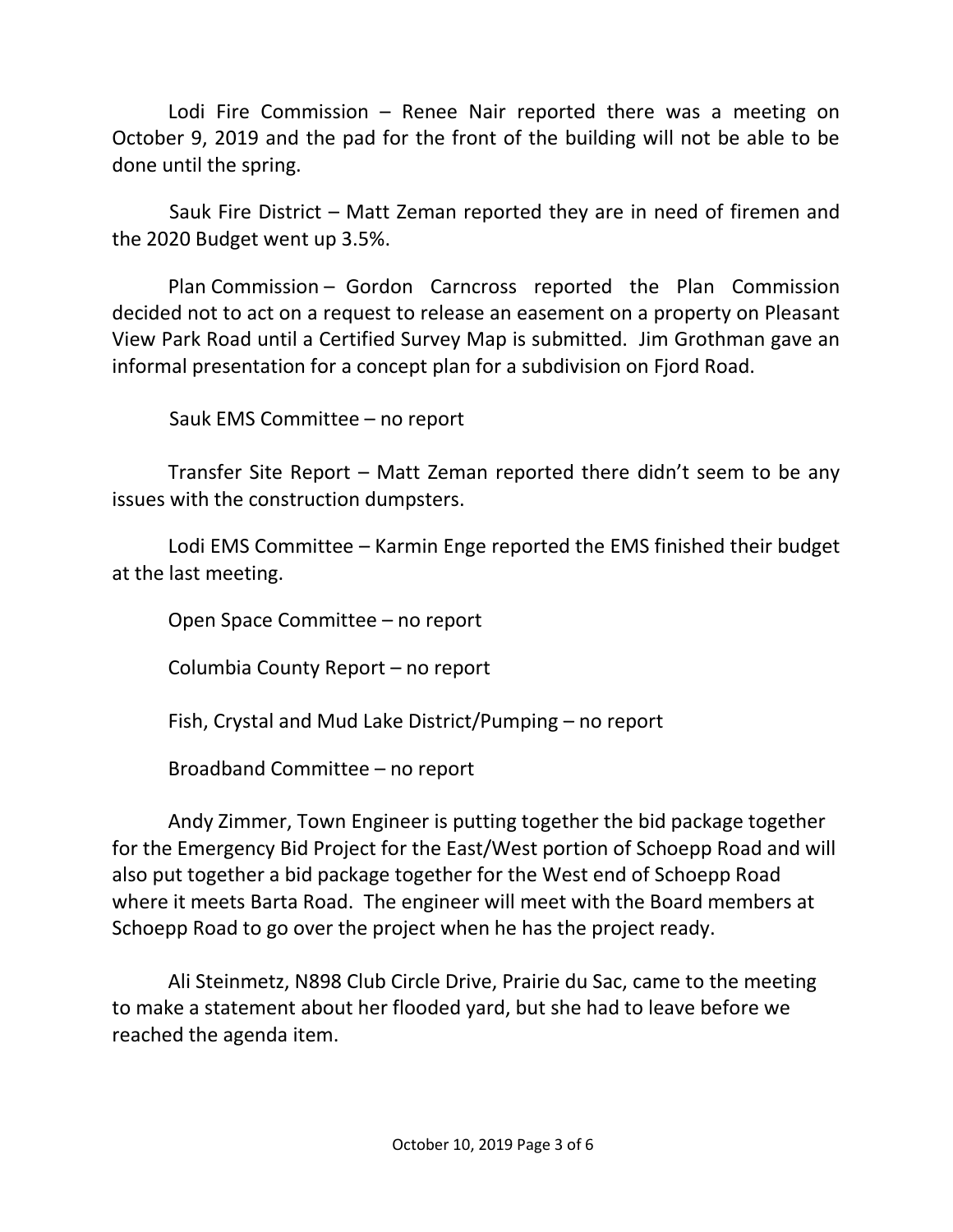Lodi Fire Commission – Renee Nair reported there was a meeting on October 9, 2019 and the pad for the front of the building will not be able to be done until the spring.

Sauk Fire District – Matt Zeman reported they are in need of firemen and the 2020 Budget went up 3.5%.

Plan Commission – Gordon Carncross reported the Plan Commission decided not to act on a request to release an easement on a property on Pleasant View Park Road until a Certified Survey Map is submitted. Jim Grothman gave an informal presentation for a concept plan for a subdivision on Fjord Road.

Sauk EMS Committee – no report

Transfer Site Report – Matt Zeman reported there didn't seem to be any issues with the construction dumpsters.

Lodi EMS Committee – Karmin Enge reported the EMS finished their budget at the last meeting.

Open Space Committee – no report

Columbia County Report – no report

Fish, Crystal and Mud Lake District/Pumping – no report

Broadband Committee – no report

Andy Zimmer, Town Engineer is putting together the bid package together for the Emergency Bid Project for the East/West portion of Schoepp Road and will also put together a bid package together for the West end of Schoepp Road where it meets Barta Road. The engineer will meet with the Board members at Schoepp Road to go over the project when he has the project ready.

Ali Steinmetz, N898 Club Circle Drive, Prairie du Sac, came to the meeting to make a statement about her flooded yard, but she had to leave before we reached the agenda item.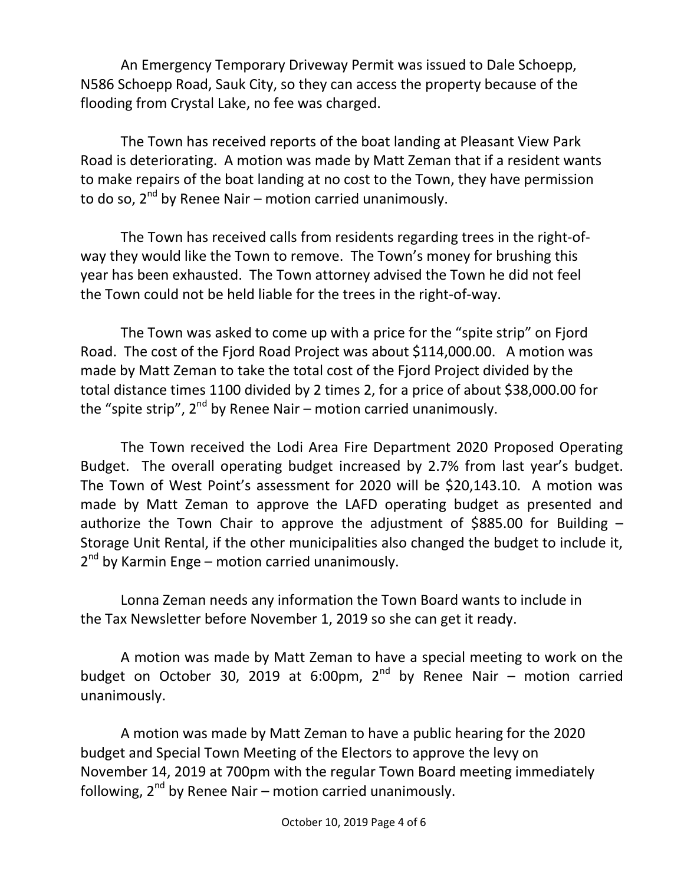An Emergency Temporary Driveway Permit was issued to Dale Schoepp, N586 Schoepp Road, Sauk City, so they can access the property because of the flooding from Crystal Lake, no fee was charged.

The Town has received reports of the boat landing at Pleasant View Park Road is deteriorating. A motion was made by Matt Zeman that if a resident wants to make repairs of the boat landing at no cost to the Town, they have permission to do so, 2nd by Renee Nair – motion carried unanimously.

The Town has received calls from residents regarding trees in the right-of-way they would like the Town to remove. The Town's money for brushing this year has been exhausted. The Town attorney advised the Town he did not feel the Town could not be held liable for the trees in the right-of-way.

The Town was asked to come up with a price for the "spite strip" on Fjord Road. The cost of the Fjord Road Project was about $114,000.00. A motion was made by Matt Zeman to take the total cost of the Fjord Project divided by the total distance times 1100 divided by 2 times 2, for a price of about $38,000.00 for the "spite strip", 2nd by Renee Nair – motion carried unanimously.

The Town received the Lodi Area Fire Department 2020 Proposed Operating Budget. The overall operating budget increased by 2.7% from last year's budget. The Town of West Point's assessment for 2020 will be $20,143.10. A motion was made by Matt Zeman to approve the LAFD operating budget as presented and authorize the Town Chair to approve the adjustment of $885.00 for Building – Storage Unit Rental, if the other municipalities also changed the budget to include it, 2nd by Karmin Enge – motion carried unanimously.

Lonna Zeman needs any information the Town Board wants to include in the Tax Newsletter before November 1, 2019 so she can get it ready.

A motion was made by Matt Zeman to have a special meeting to work on the budget on October 30, 2019 at 6:00pm, 2nd by Renee Nair – motion carried unanimously.

A motion was made by Matt Zeman to have a public hearing for the 2020 budget and Special Town Meeting of the Electors to approve the levy on November 14, 2019 at 700pm with the regular Town Board meeting immediately following, 2nd by Renee Nair – motion carried unanimously.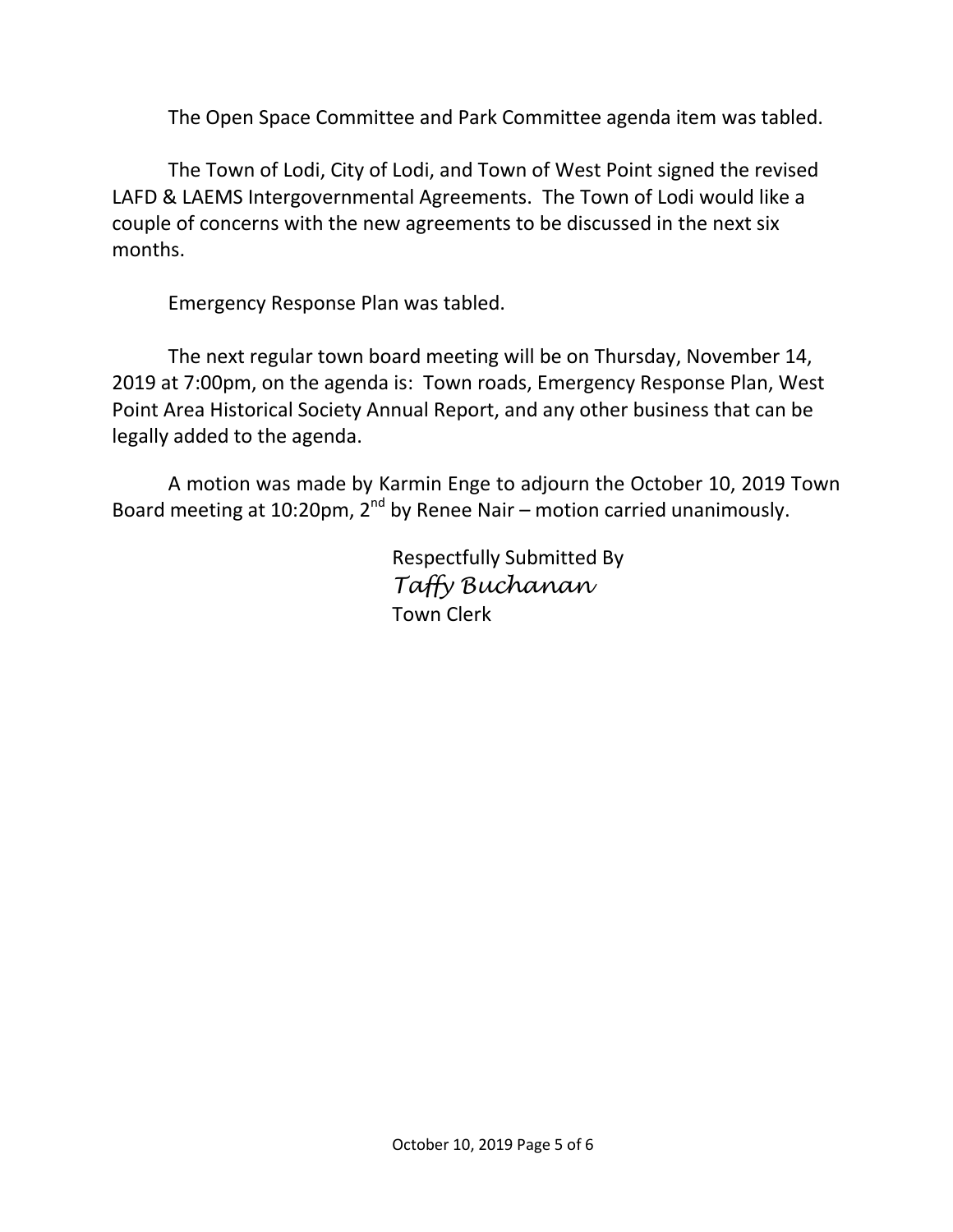The Open Space Committee and Park Committee agenda item was tabled.

The Town of Lodi, City of Lodi, and Town of West Point signed the revised LAFD & LAEMS Intergovernmental Agreements. The Town of Lodi would like a couple of concerns with the new agreements to be discussed in the next six months.

Emergency Response Plan was tabled.

The next regular town board meeting will be on Thursday, November 14, 2019 at 7:00pm, on the agenda is: Town roads, Emergency Response Plan, West Point Area Historical Society Annual Report, and any other business that can be legally added to the agenda.

A motion was made by Karmin Enge to adjourn the October 10, 2019 Town Board meeting at 10:20pm, 2nd by Renee Nair – motion carried unanimously.

Respectfully Submitted By
*Taffy Buchanan*
Town Clerk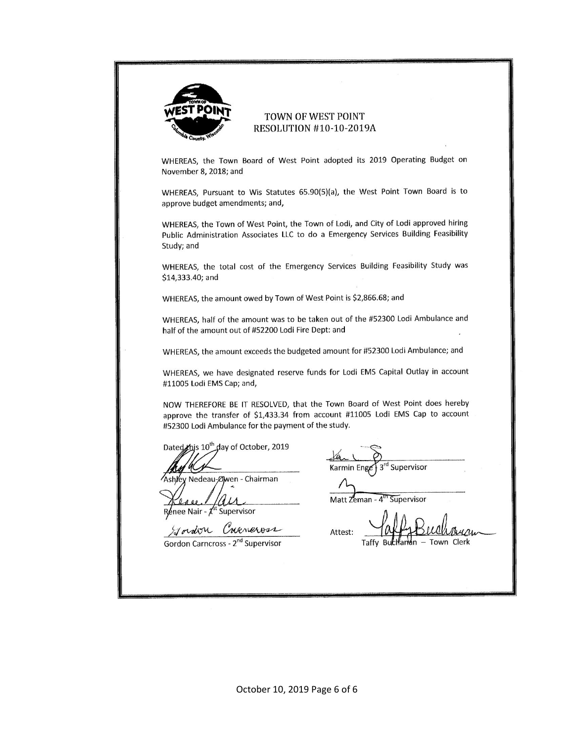# TOWN OF WEST POINT
## RESOLUTION #10-10-2019A

WHEREAS, the Town Board of West Point adopted its 2019 Operating Budget on November 8, 2018; and

WHEREAS, Pursuant to Wis Statutes 65.90(5)(a), the West Point Town Board is to approve budget amendments; and,

WHEREAS, the Town of West Point, the Town of Lodi, and City of Lodi approved hiring Public Administration Associates LLC to do a Emergency Services Building Feasibility Study; and

WHEREAS, the total cost of the Emergency Services Building Feasibility Study was $14,333.40; and

WHEREAS, the amount owed by Town of West Point is $2,866.68; and

WHEREAS, half of the amount was to be taken out of the #52300 Lodi Ambulance and half of the amount out of #52200 Lodi Fire Dept: and

WHEREAS, the amount exceeds the budgeted amount for #52300 Lodi Ambulance; and

WHEREAS, we have designated reserve funds for Lodi EMS Capital Outlay in account #11005 Lodi EMS Cap; and,

NOW THEREFORE BE IT RESOLVED, that the Town Board of West Point does hereby approve the transfer of $1,433.34 from account #11005 Lodi EMS Cap to account #52300 Lodi Ambulance for the payment of the study.

Dated this 10th day of October, 2019

Ashley Nedeau-Owen - Chairman

Renee Nair - 1st Supervisor

Gordon Carncross - 2nd Supervisor

Karmin Enge - 3rd Supervisor

Matt Zeman - 4th Supervisor

Attest: Taffy Buchanan – Town Clerk